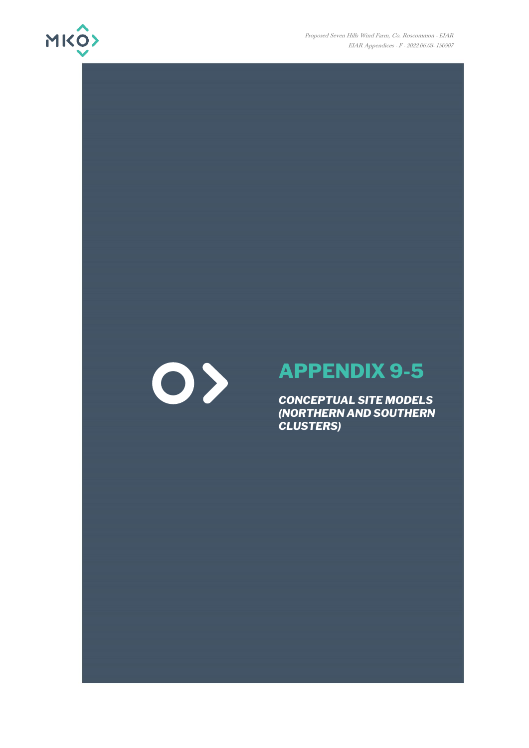# APPENDIX 9-5

***CONCEPTUAL SITE MODELS (NORTHERN AND SOUTHERN CLUSTERS)***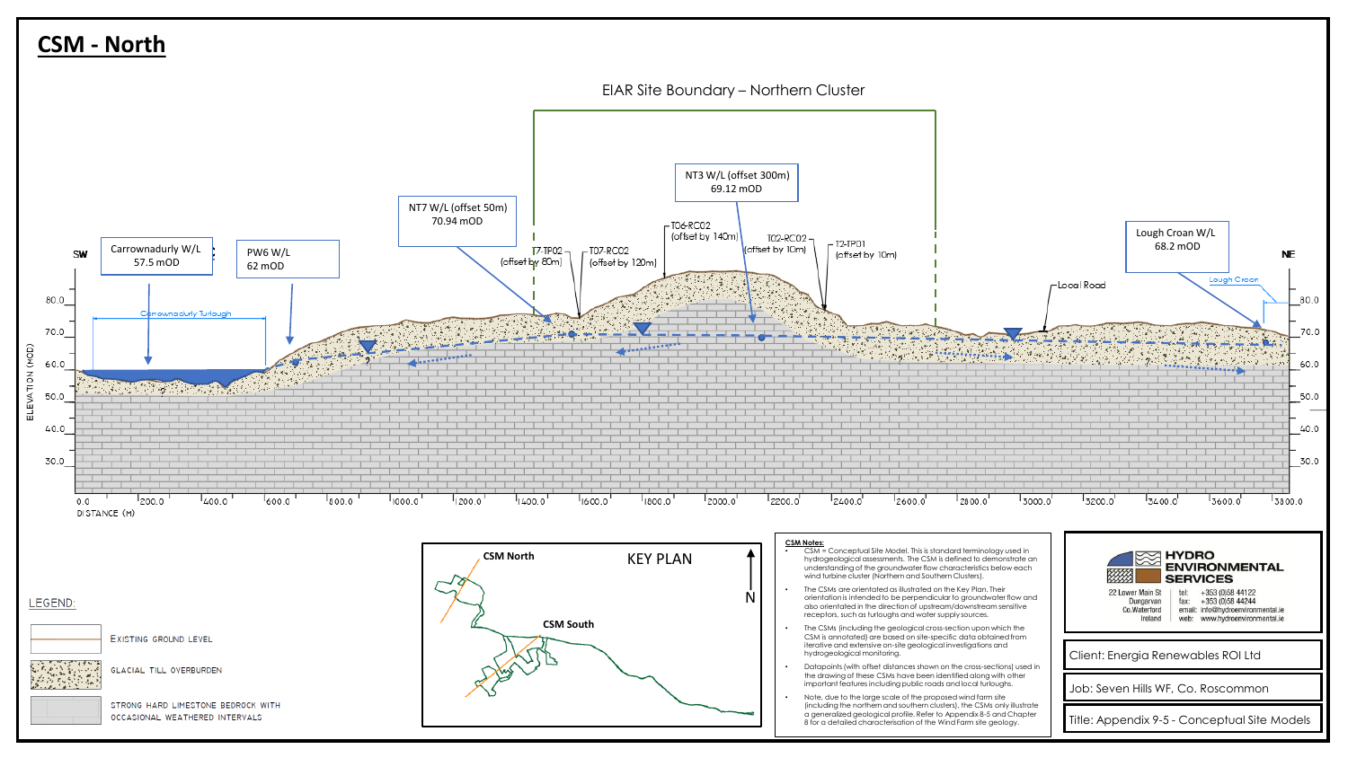# CSM - North

EIAR Site Boundary – Northern Cluster

SW

NE

Carrownadurly W/L
57.5 mOD

PW6 W/L
62 mOD

NT7 W/L (offset 50m)
70.94 mOD

NT3 W/L (offset 300m)
69.12 mOD

Lough Croan W/L
68.2 mOD

Carrownadurly Turlough

T7-TP02 (offset by 80m)

T07-RC02 (offset by 120m)

T06-RC02 (offset by 140m)

T02-RC02 (offset by 10m)

T2-TP01 (offset by 10m)

Local Road

Lough Croan

ELEVATION (mOD)

DISTANCE (m)

LEGEND:

- EXISTING GROUND LEVEL
- GLACIAL TILL OVERBURDEN
- STRONG HARD LIMESTONE BEDROCK WITH OCCASIONAL WEATHERED INTERVALS

KEY PLAN

CSM North

CSM South

N

**CSM Notes:**

- CSM = Conceptual Site Model. This is standard terminology used in hydrogeological assessments. The CSM is defined to demonstrate an understanding of the groundwater flow characteristics below each wind turbine cluster (Northern and Southern Clusters).
- The CSMs are orientated as illustrated on the Key Plan. Their orientation is intended to be perpendicular to groundwater flow and also orientated in the direction of upstream/downstream sensitive receptors, such as turloughs and water supply sources.
- The CSMs (including the geological cross-section upon which the CSM is annotated) are based on site-specific data obtained from iterative and extensive on-site geological investigations and hydrogeological monitoring.
- Datapoints (with offset distances shown on the cross-sections) used in the drawing of these CSMs have been identified along with other important features including public roads and local turloughs.
- Note, due to the large scale of the proposed wind farm site (including the northern and southern clusters), the CSMs only illustrate a generalized geological profile. Refer to Appendix 8-5 and Chapter 8 for a detailed characterisation of the Wind Farm site geology.

HYDRO ENVIRONMENTAL SERVICES

22 Lower Main St
Dungarvan
Co.Waterford
Ireland

tel: +353 (0)58 44122
fax: +353 (0)58 44244
email: info@hydroenvironmental.ie
web: www.hydroenvironmental.ie

Client: Energia Renewables ROI Ltd

Job: Seven Hills WF, Co. Roscommon

Title: Appendix 9-5 - Conceptual Site Models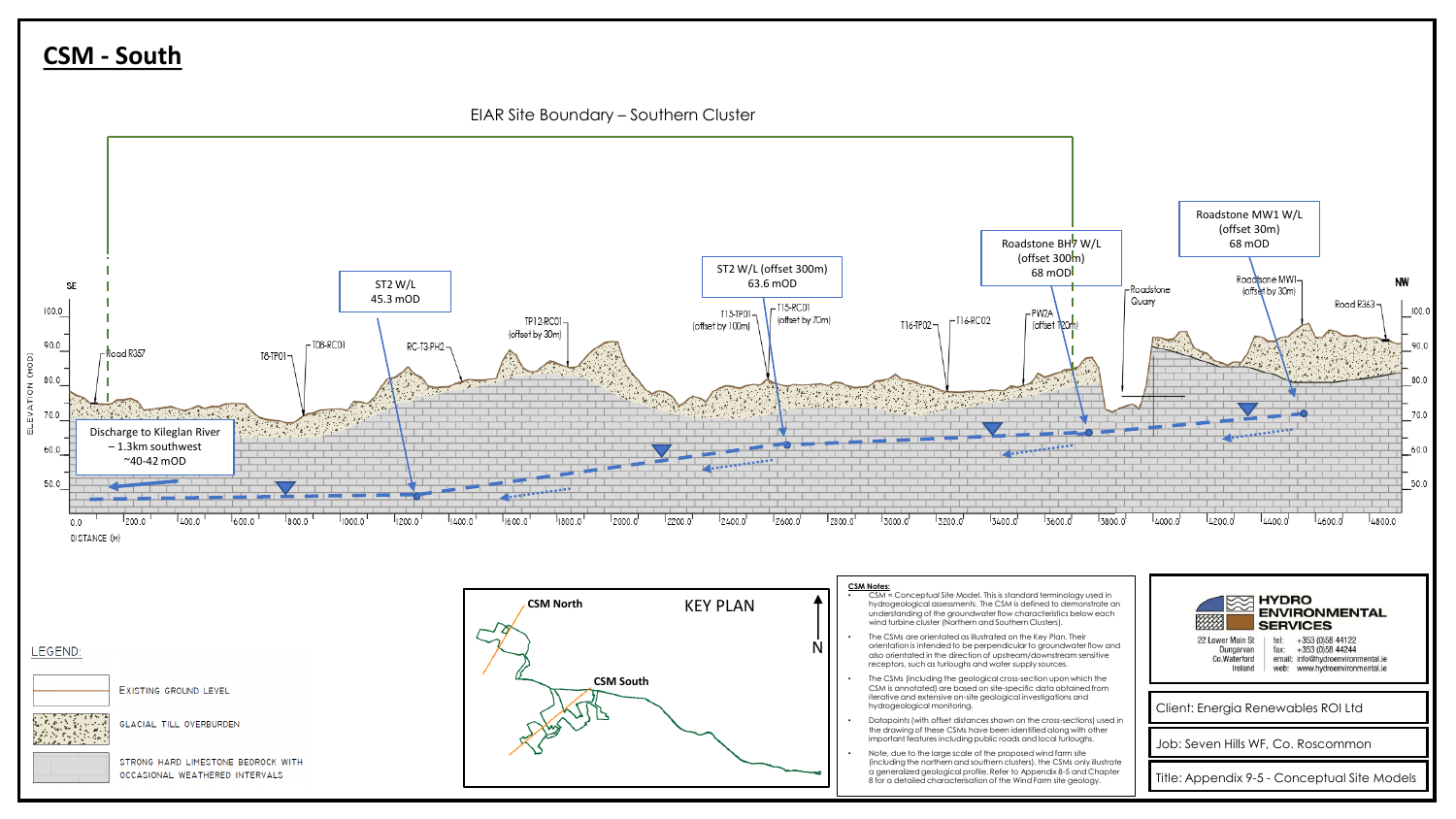# CSM - South

EIAR Site Boundary – Southern Cluster

SE

NW

ST2 W/L
45.3 mOD

ST2 W/L (offset 300m)
63.6 mOD

Roadstone BH7 W/L
(offset 300m)
68 mOD

Roadstone MW1 W/L
(offset 30m)
68 mOD

Road R357

T8-TP01

T08-RC01

RC-T3-PH2

TP12-RC01
(offset by 30m)

T15-TP01
(offset by 100m)

T15-RC01
(offset by 70m)

T16-TP02

T16-RC02

PW2A
(offset 120m)

Roadstone Quarry

Roadstone MW1
(offset by 30m)

Road R363

Discharge to Kileglan River – 1.3km southwest ~40-42 mOD

ELEVATION (mOD)

100.0
90.0
80.0
70.0
60.0
50.0

0.0
200.0
400.0
600.0
800.0
1000.0
1200.0
1400.0
1600.0
1800.0
2000.0
2200.0
2400.0
2600.0
2800.0
3000.0
3200.0
3400.0
3600.0
3800.0
4000.0
4200.0
4400.0
4600.0
4800.0

DISTANCE (m)

KEY PLAN

CSM North

CSM South

N

LEGEND:

EXISTING GROUND LEVEL

GLACIAL TILL OVERBURDEN

STRONG HARD LIMESTONE BEDROCK WITH OCCASIONAL WEATHERED INTERVALS

**CSM Notes:**

- CSM = Conceptual Site Model. This is standard terminology used in hydrogeological assessments. The CSM is defined to demonstrate an understanding of the groundwater flow characteristics below each wind turbine cluster (Northern and Southern Clusters).
- The CSMs are orientated as illustrated on the Key Plan. Their orientation is intended to be perpendicular to groundwater flow and also orientated in the direction of upstream/downstream sensitive receptors, such as turloughs and water supply sources.
- The CSMs (including the geological cross-section upon which the CSM is annotated) are based on site-specific data obtained from iterative and extensive on-site geological investigations and hydrogeological monitoring.
- Datapoints (with offset distances shown on the cross-sections) used in the drawing of these CSMs have been identified along with other important features including public roads and local turloughs.
- Note, due to the large scale of the proposed wind farm site (including the northern and southern clusters), the CSMs only illustrate a generalized geological profile. Refer to Appendix 8-5 and Chapter 8 for a detailed characterisation of the Wind Farm site geology.

HYDRO ENVIRONMENTAL SERVICES

22 Lower Main St
Dungarvan
Co.Waterford
Ireland

tel: +353 (0)58 44122
fax: +353 (0)58 44244
email: info@hydroenvironmental.ie
web: www.hydroenvironmental.ie

Client: Energia Renewables ROI Ltd

Job: Seven Hills WF, Co. Roscommon

Title: Appendix 9-5 - Conceptual Site Models